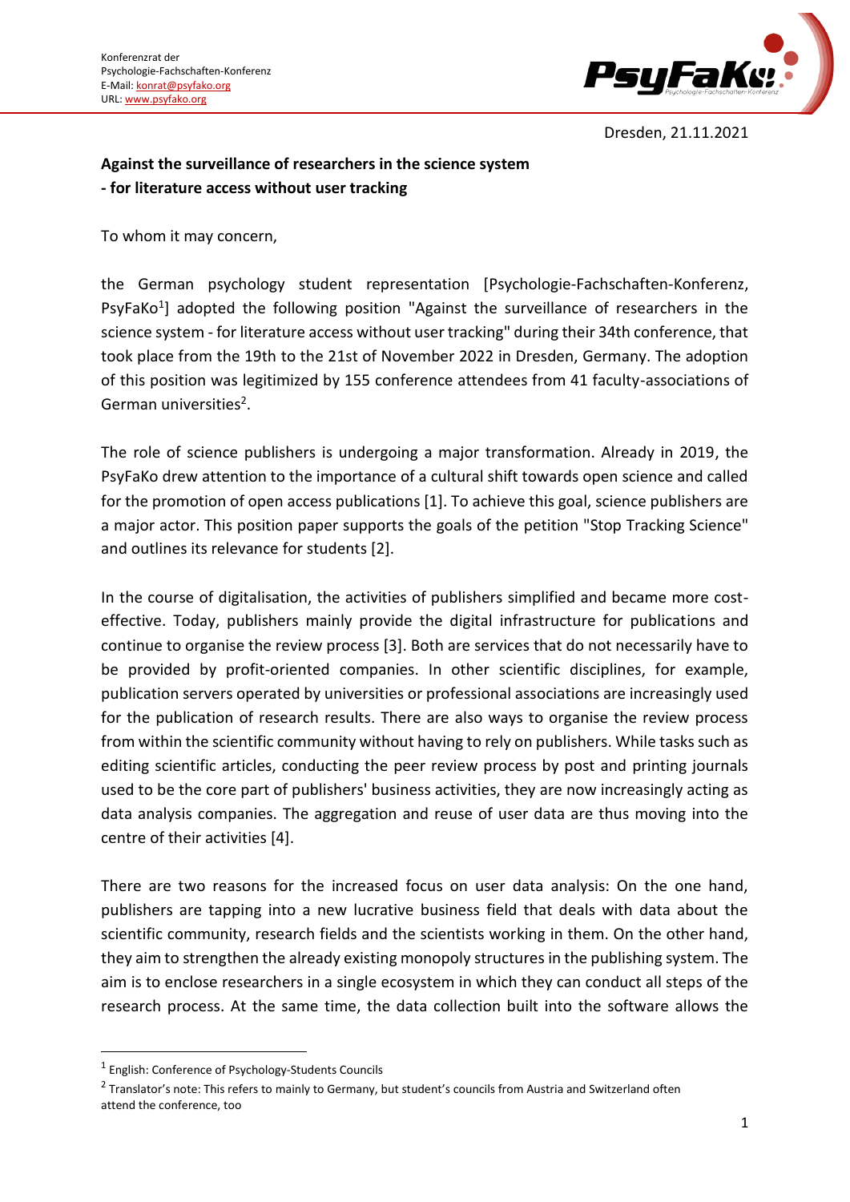Konferenzrat der
Psychologie-Fachschaften-Konferenz
E-Mail: konrat@psyfako.org
URL: www.psyfako.org

Dresden, 21.11.2021

**Against the surveillance of researchers in the science system**
**- for literature access without user tracking**

To whom it may concern,

the German psychology student representation [Psychologie-Fachschaften-Konferenz, PsyFaKo[1]] adopted the following position "Against the surveillance of researchers in the science system - for literature access without user tracking" during their 34th conference, that took place from the 19th to the 21st of November 2022 in Dresden, Germany. The adoption of this position was legitimized by 155 conference attendees from 41 faculty-associations of German universities[2].

The role of science publishers is undergoing a major transformation. Already in 2019, the PsyFaKo drew attention to the importance of a cultural shift towards open science and called for the promotion of open access publications [1]. To achieve this goal, science publishers are a major actor. This position paper supports the goals of the petition "Stop Tracking Science" and outlines its relevance for students [2].

In the course of digitalisation, the activities of publishers simplified and became more cost-effective. Today, publishers mainly provide the digital infrastructure for publications and continue to organise the review process [3]. Both are services that do not necessarily have to be provided by profit-oriented companies. In other scientific disciplines, for example, publication servers operated by universities or professional associations are increasingly used for the publication of research results. There are also ways to organise the review process from within the scientific community without having to rely on publishers. While tasks such as editing scientific articles, conducting the peer review process by post and printing journals used to be the core part of publishers' business activities, they are now increasingly acting as data analysis companies. The aggregation and reuse of user data are thus moving into the centre of their activities [4].

There are two reasons for the increased focus on user data analysis: On the one hand, publishers are tapping into a new lucrative business field that deals with data about the scientific community, research fields and the scientists working in them. On the other hand, they aim to strengthen the already existing monopoly structures in the publishing system. The aim is to enclose researchers in a single ecosystem in which they can conduct all steps of the research process. At the same time, the data collection built into the software allows the

---

[1] English: Conference of Psychology-Students Councils

[2] Translator's note: This refers to mainly to Germany, but student's councils from Austria and Switzerland often attend the conference, too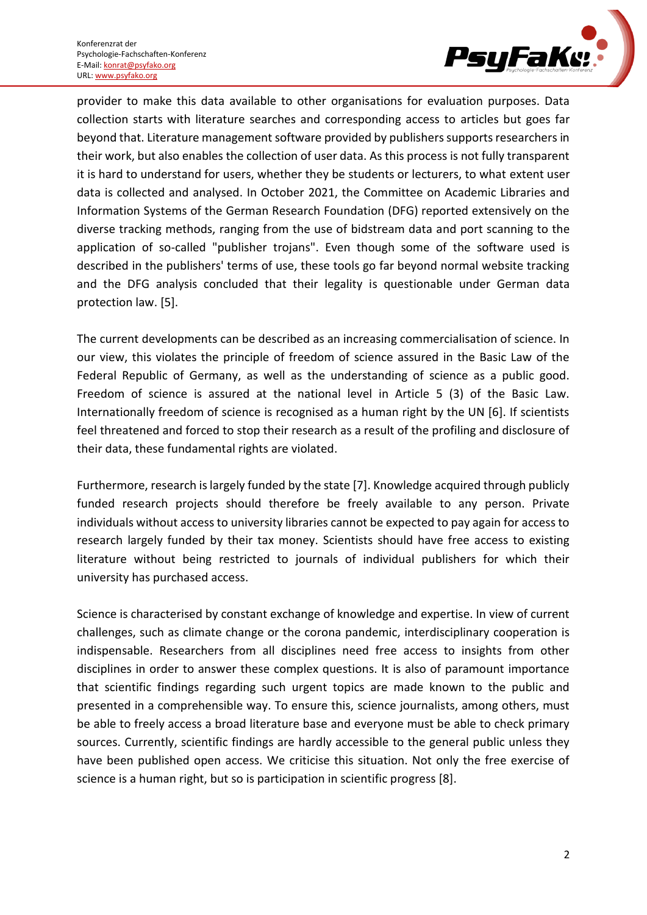provider to make this data available to other organisations for evaluation purposes. Data collection starts with literature searches and corresponding access to articles but goes far beyond that. Literature management software provided by publishers supports researchers in their work, but also enables the collection of user data. As this process is not fully transparent it is hard to understand for users, whether they be students or lecturers, to what extent user data is collected and analysed. In October 2021, the Committee on Academic Libraries and Information Systems of the German Research Foundation (DFG) reported extensively on the diverse tracking methods, ranging from the use of bidstream data and port scanning to the application of so-called "publisher trojans". Even though some of the software used is described in the publishers' terms of use, these tools go far beyond normal website tracking and the DFG analysis concluded that their legality is questionable under German data protection law. [5].

The current developments can be described as an increasing commercialisation of science. In our view, this violates the principle of freedom of science assured in the Basic Law of the Federal Republic of Germany, as well as the understanding of science as a public good. Freedom of science is assured at the national level in Article 5 (3) of the Basic Law. Internationally freedom of science is recognised as a human right by the UN [6]. If scientists feel threatened and forced to stop their research as a result of the profiling and disclosure of their data, these fundamental rights are violated.

Furthermore, research is largely funded by the state [7]. Knowledge acquired through publicly funded research projects should therefore be freely available to any person. Private individuals without access to university libraries cannot be expected to pay again for access to research largely funded by their tax money. Scientists should have free access to existing literature without being restricted to journals of individual publishers for which their university has purchased access.

Science is characterised by constant exchange of knowledge and expertise. In view of current challenges, such as climate change or the corona pandemic, interdisciplinary cooperation is indispensable. Researchers from all disciplines need free access to insights from other disciplines in order to answer these complex questions. It is also of paramount importance that scientific findings regarding such urgent topics are made known to the public and presented in a comprehensible way. To ensure this, science journalists, among others, must be able to freely access a broad literature base and everyone must be able to check primary sources. Currently, scientific findings are hardly accessible to the general public unless they have been published open access. We criticise this situation. Not only the free exercise of science is a human right, but so is participation in scientific progress [8].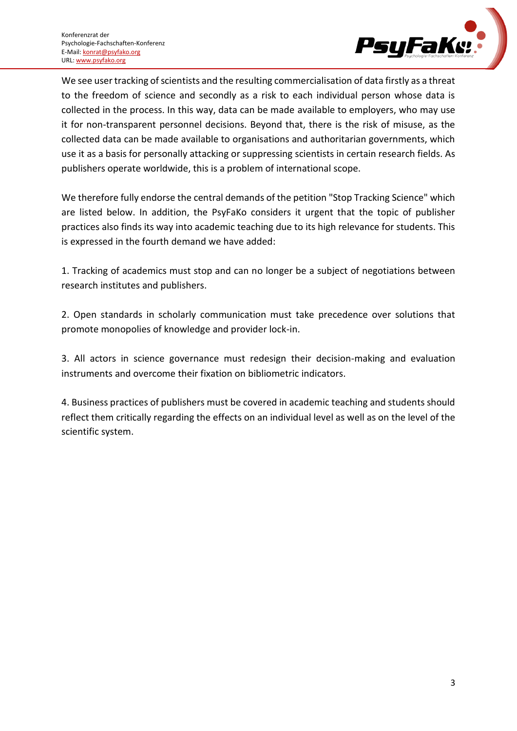We see user tracking of scientists and the resulting commercialisation of data firstly as a threat to the freedom of science and secondly as a risk to each individual person whose data is collected in the process. In this way, data can be made available to employers, who may use it for non-transparent personnel decisions. Beyond that, there is the risk of misuse, as the collected data can be made available to organisations and authoritarian governments, which use it as a basis for personally attacking or suppressing scientists in certain research fields. As publishers operate worldwide, this is a problem of international scope.

We therefore fully endorse the central demands of the petition "Stop Tracking Science" which are listed below. In addition, the PsyFaKo considers it urgent that the topic of publisher practices also finds its way into academic teaching due to its high relevance for students. This is expressed in the fourth demand we have added:

1. Tracking of academics must stop and can no longer be a subject of negotiations between research institutes and publishers.

2. Open standards in scholarly communication must take precedence over solutions that promote monopolies of knowledge and provider lock-in.

3. All actors in science governance must redesign their decision-making and evaluation instruments and overcome their fixation on bibliometric indicators.

4. Business practices of publishers must be covered in academic teaching and students should reflect them critically regarding the effects on an individual level as well as on the level of the scientific system.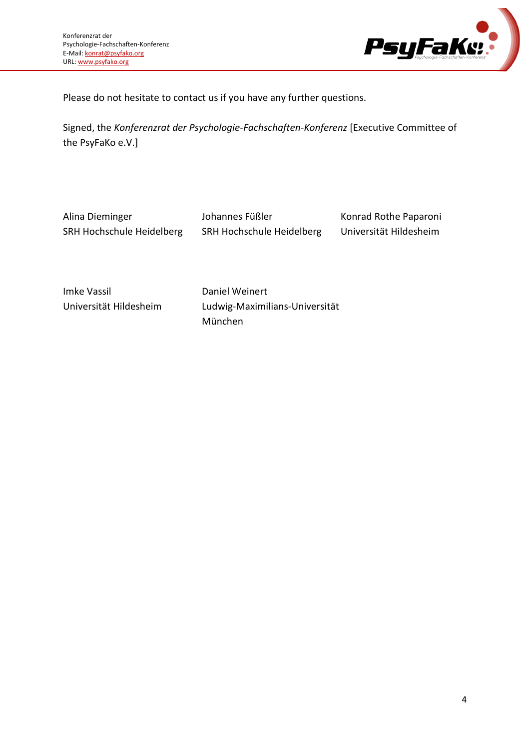Please do not hesitate to contact us if you have any further questions.

Signed, the *Konferenzrat der Psychologie-Fachschaften-Konferenz* [Executive Committee of the PsyFaKo e.V.]

Alina Dieminger
SRH Hochschule Heidelberg

Johannes Füßler
SRH Hochschule Heidelberg

Konrad Rothe Paparoni
Universität Hildesheim

Imke Vassil
Universität Hildesheim

Daniel Weinert
Ludwig-Maximilians-Universität München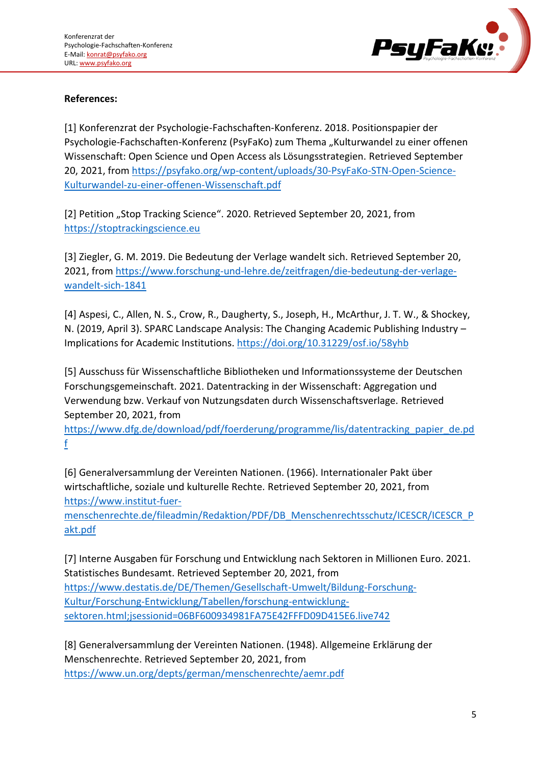**References:**

[1] Konferenzrat der Psychologie-Fachschaften-Konferenz. 2018. Positionspapier der Psychologie-Fachschaften-Konferenz (PsyFaKo) zum Thema „Kulturwandel zu einer offenen Wissenschaft: Open Science und Open Access als Lösungsstrategien. Retrieved September 20, 2021, from https://psyfako.org/wp-content/uploads/30-PsyFaKo-STN-Open-Science-Kulturwandel-zu-einer-offenen-Wissenschaft.pdf

[2] Petition „Stop Tracking Science". 2020. Retrieved September 20, 2021, from https://stoptrackingscience.eu

[3] Ziegler, G. M. 2019. Die Bedeutung der Verlage wandelt sich. Retrieved September 20, 2021, from https://www.forschung-und-lehre.de/zeitfragen/die-bedeutung-der-verlage-wandelt-sich-1841

[4] Aspesi, C., Allen, N. S., Crow, R., Daugherty, S., Joseph, H., McArthur, J. T. W., & Shockey, N. (2019, April 3). SPARC Landscape Analysis: The Changing Academic Publishing Industry – Implications for Academic Institutions. https://doi.org/10.31229/osf.io/58yhb

[5] Ausschuss für Wissenschaftliche Bibliotheken und Informationssysteme der Deutschen Forschungsgemeinschaft. 2021. Datentracking in der Wissenschaft: Aggregation und Verwendung bzw. Verkauf von Nutzungsdaten durch Wissenschaftsverlage. Retrieved September 20, 2021, from https://www.dfg.de/download/pdf/foerderung/programme/lis/datentracking_papier_de.pdf

[6] Generalversammlung der Vereinten Nationen. (1966). Internationaler Pakt über wirtschaftliche, soziale und kulturelle Rechte. Retrieved September 20, 2021, from https://www.institut-fuer-menschenrechte.de/fileadmin/Redaktion/PDF/DB_Menschenrechtsschutz/ICESCR/ICESCR_Pakt.pdf

[7] Interne Ausgaben für Forschung und Entwicklung nach Sektoren in Millionen Euro. 2021. Statistisches Bundesamt. Retrieved September 20, 2021, from https://www.destatis.de/DE/Themen/Gesellschaft-Umwelt/Bildung-Forschung-Kultur/Forschung-Entwicklung/Tabellen/forschung-entwicklung-sektoren.html;jsessionid=06BF600934981FA75E42FFFD09D415E6.live742

[8] Generalversammlung der Vereinten Nationen. (1948). Allgemeine Erklärung der Menschenrechte. Retrieved September 20, 2021, from https://www.un.org/depts/german/menschenrechte/aemr.pdf